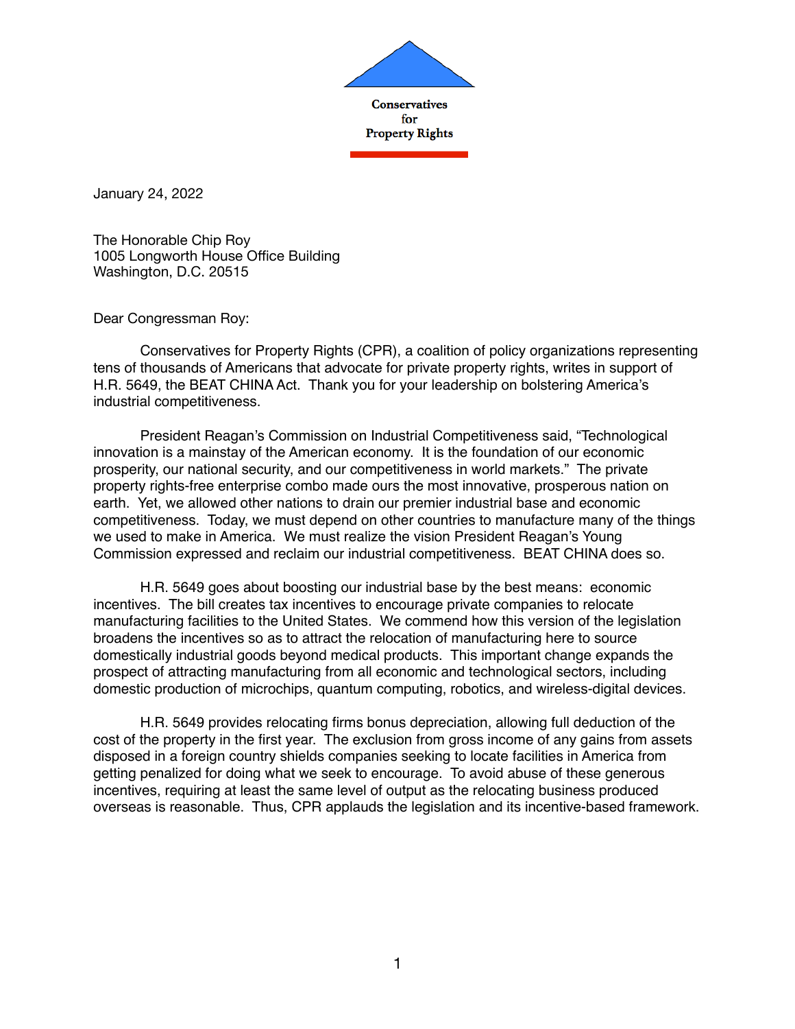**Conservatives for Property Rights**

January 24, 2022

The Honorable Chip Roy
1005 Longworth House Office Building
Washington, D.C. 20515

Dear Congressman Roy:

Conservatives for Property Rights (CPR), a coalition of policy organizations representing tens of thousands of Americans that advocate for private property rights, writes in support of H.R. 5649, the BEAT CHINA Act. Thank you for your leadership on bolstering America's industrial competitiveness.

President Reagan's Commission on Industrial Competitiveness said, "Technological innovation is a mainstay of the American economy. It is the foundation of our economic prosperity, our national security, and our competitiveness in world markets." The private property rights-free enterprise combo made ours the most innovative, prosperous nation on earth. Yet, we allowed other nations to drain our premier industrial base and economic competitiveness. Today, we must depend on other countries to manufacture many of the things we used to make in America. We must realize the vision President Reagan's Young Commission expressed and reclaim our industrial competitiveness. BEAT CHINA does so.

H.R. 5649 goes about boosting our industrial base by the best means: economic incentives. The bill creates tax incentives to encourage private companies to relocate manufacturing facilities to the United States. We commend how this version of the legislation broadens the incentives so as to attract the relocation of manufacturing here to source domestically industrial goods beyond medical products. This important change expands the prospect of attracting manufacturing from all economic and technological sectors, including domestic production of microchips, quantum computing, robotics, and wireless-digital devices.

H.R. 5649 provides relocating firms bonus depreciation, allowing full deduction of the cost of the property in the first year. The exclusion from gross income of any gains from assets disposed in a foreign country shields companies seeking to locate facilities in America from getting penalized for doing what we seek to encourage. To avoid abuse of these generous incentives, requiring at least the same level of output as the relocating business produced overseas is reasonable. Thus, CPR applauds the legislation and its incentive-based framework.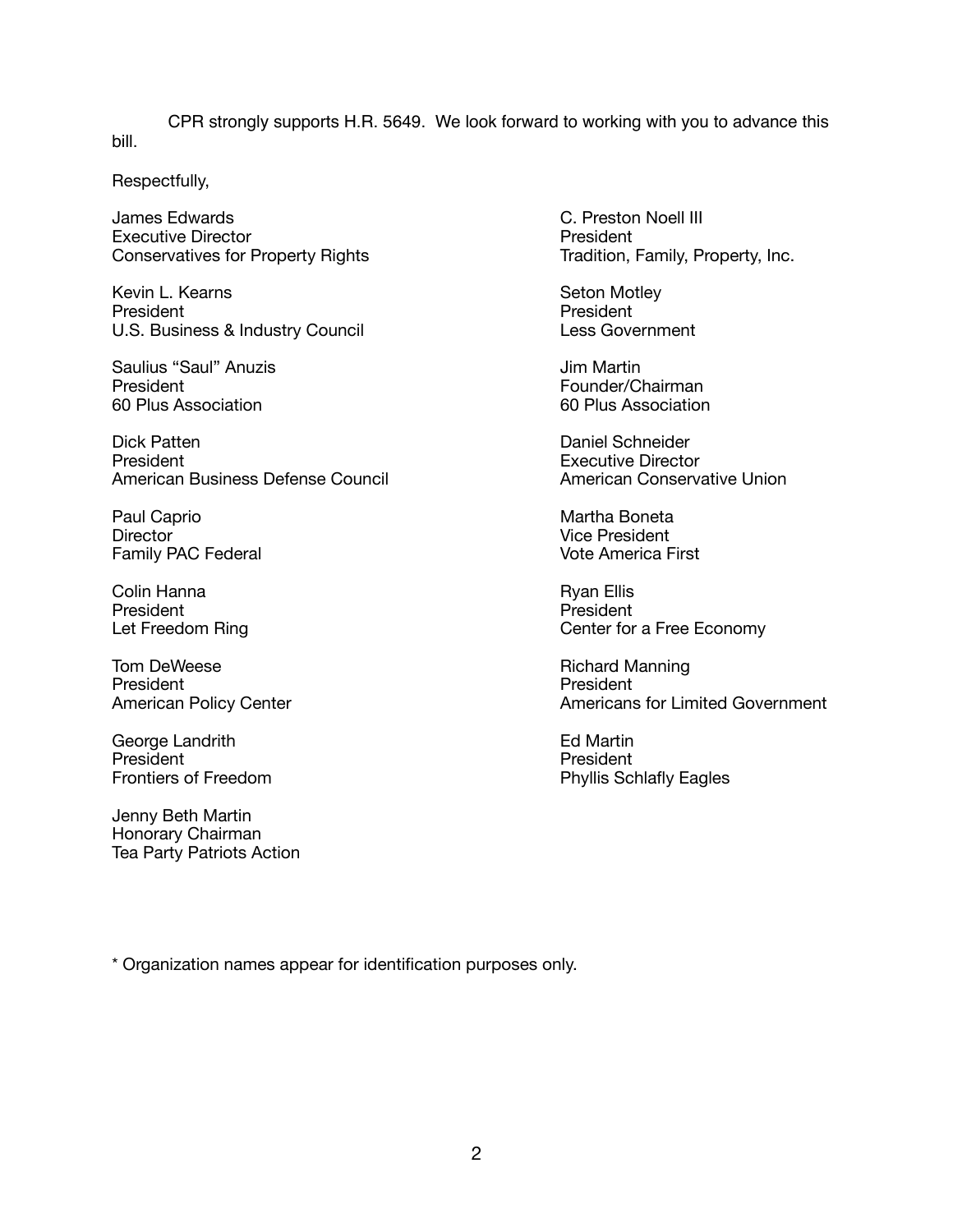CPR strongly supports H.R. 5649. We look forward to working with you to advance this bill.

Respectfully,

James Edwards
Executive Director
Conservatives for Property Rights

C. Preston Noell III
President
Tradition, Family, Property, Inc.

Kevin L. Kearns
President
U.S. Business & Industry Council

Seton Motley
President
Less Government

Saulius "Saul" Anuzis
President
60 Plus Association

Jim Martin
Founder/Chairman
60 Plus Association

Dick Patten
President
American Business Defense Council

Daniel Schneider
Executive Director
American Conservative Union

Paul Caprio
Director
Family PAC Federal

Martha Boneta
Vice President
Vote America First

Colin Hanna
President
Let Freedom Ring

Ryan Ellis
President
Center for a Free Economy

Tom DeWeese
President
American Policy Center

Richard Manning
President
Americans for Limited Government

George Landrith
President
Frontiers of Freedom

Ed Martin
President
Phyllis Schlafly Eagles

Jenny Beth Martin
Honorary Chairman
Tea Party Patriots Action

* Organization names appear for identification purposes only.